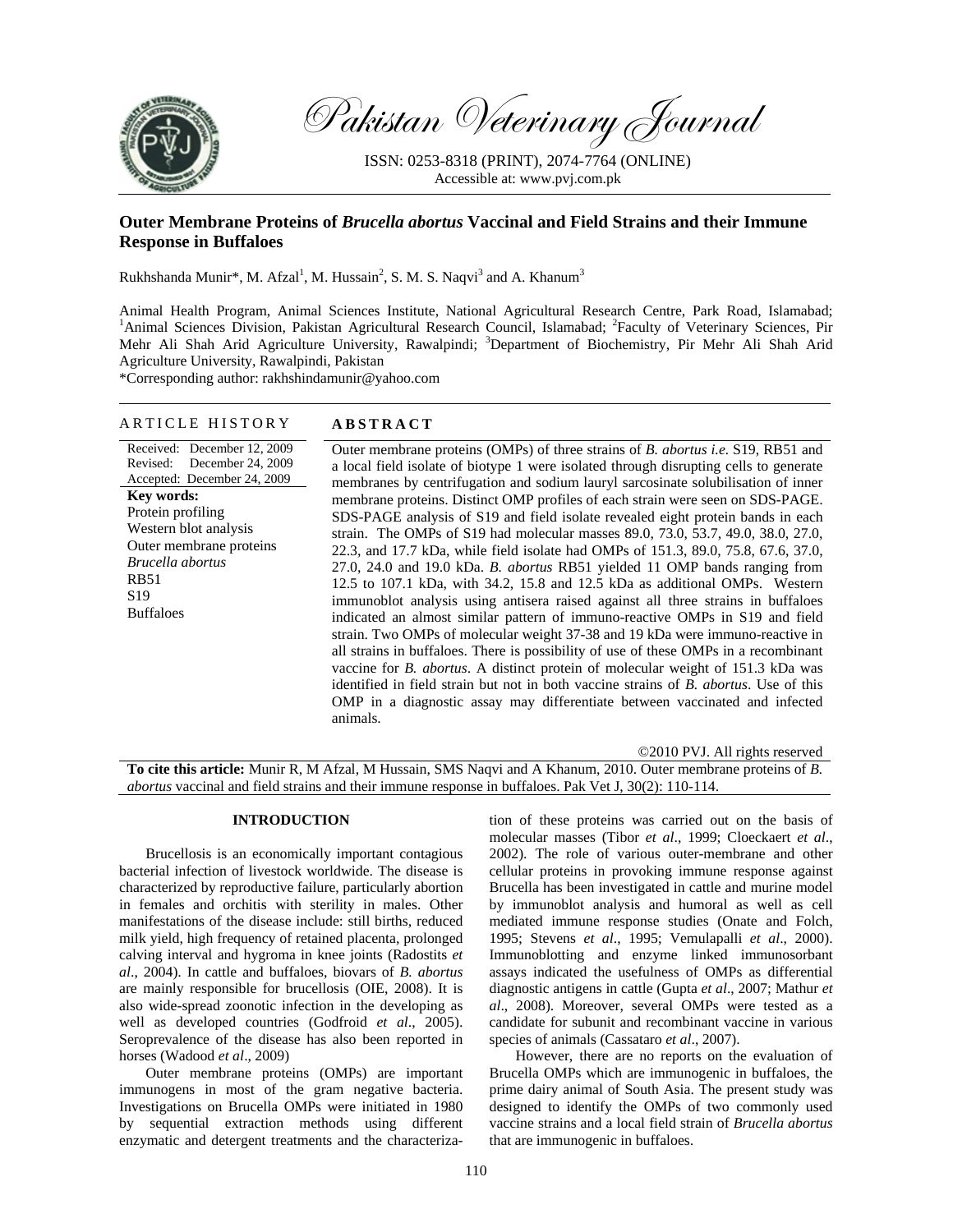# Pakistan Veterinary Journal

ISSN: 0253-8318 (PRINT), 2074-7764 (ONLINE)
Accessible at: www.pvj.com.pk

## Outer Membrane Proteins of *Brucella abortus* Vaccinal and Field Strains and their Immune Response in Buffaloes

Rukhshanda Munir*, M. Afzal[1], M. Hussain[2], S. M. S. Naqvi[3] and A. Khanum[3]

Animal Health Program, Animal Sciences Institute, National Agricultural Research Centre, Park Road, Islamabad; [1]Animal Sciences Division, Pakistan Agricultural Research Council, Islamabad; [2]Faculty of Veterinary Sciences, Pir Mehr Ali Shah Arid Agriculture University, Rawalpindi; [3]Department of Biochemistry, Pir Mehr Ali Shah Arid Agriculture University, Rawalpindi, Pakistan

*Corresponding author: rakhshindamunir@yahoo.com

### ARTICLE HISTORY

Received: December 12, 2009
Revised: December 24, 2009
Accepted: December 24, 2009

**Key words:**
Protein profiling
Western blot analysis
Outer membrane proteins
*Brucella abortus*
RB51
S19
Buffaloes

### ABSTRACT

Outer membrane proteins (OMPs) of three strains of *B. abortus i.e.* S19, RB51 and a local field isolate of biotype 1 were isolated through disrupting cells to generate membranes by centrifugation and sodium lauryl sarcosinate solubilisation of inner membrane proteins. Distinct OMP profiles of each strain were seen on SDS-PAGE. SDS-PAGE analysis of S19 and field isolate revealed eight protein bands in each strain. The OMPs of S19 had molecular masses 89.0, 73.0, 53.7, 49.0, 38.0, 27.0, 22.3, and 17.7 kDa, while field isolate had OMPs of 151.3, 89.0, 75.8, 67.6, 37.0, 27.0, 24.0 and 19.0 kDa. *B. abortus* RB51 yielded 11 OMP bands ranging from 12.5 to 107.1 kDa, with 34.2, 15.8 and 12.5 kDa as additional OMPs. Western immunoblot analysis using antisera raised against all three strains in buffaloes indicated an almost similar pattern of immuno-reactive OMPs in S19 and field strain. Two OMPs of molecular weight 37-38 and 19 kDa were immuno-reactive in all strains in buffaloes. There is possibility of use of these OMPs in a recombinant vaccine for *B. abortus*. A distinct protein of molecular weight of 151.3 kDa was identified in field strain but not in both vaccine strains of *B. abortus*. Use of this OMP in a diagnostic assay may differentiate between vaccinated and infected animals.

©2010 PVJ. All rights reserved

**To cite this article:** Munir R, M Afzal, M Hussain, SMS Naqvi and A Khanum, 2010. Outer membrane proteins of *B. abortus* vaccinal and field strains and their immune response in buffaloes. Pak Vet J, 30(2): 110-114.

## INTRODUCTION

Brucellosis is an economically important contagious bacterial infection of livestock worldwide. The disease is characterized by reproductive failure, particularly abortion in females and orchitis with sterility in males. Other manifestations of the disease include: still births, reduced milk yield, high frequency of retained placenta, prolonged calving interval and hygroma in knee joints (Radostits *et al*., 2004). In cattle and buffaloes, biovars of *B. abortus* are mainly responsible for brucellosis (OIE, 2008). It is also wide-spread zoonotic infection in the developing as well as developed countries (Godfroid *et al*., 2005). Seroprevalence of the disease has also been reported in horses (Wadood *et al*., 2009)

Outer membrane proteins (OMPs) are important immunogens in most of the gram negative bacteria. Investigations on Brucella OMPs were initiated in 1980 by sequential extraction methods using different enzymatic and detergent treatments and the characterization of these proteins was carried out on the basis of molecular masses (Tibor *et al*., 1999; Cloeckaert *et al*., 2002). The role of various outer-membrane and other cellular proteins in provoking immune response against Brucella has been investigated in cattle and murine model by immunoblot analysis and humoral as well as cell mediated immune response studies (Onate and Folch, 1995; Stevens *et al*., 1995; Vemulapalli *et al*., 2000). Immunoblotting and enzyme linked immunosorbant assays indicated the usefulness of OMPs as differential diagnostic antigens in cattle (Gupta *et al*., 2007; Mathur *et al*., 2008). Moreover, several OMPs were tested as a candidate for subunit and recombinant vaccine in various species of animals (Cassataro *et al*., 2007).

However, there are no reports on the evaluation of Brucella OMPs which are immunogenic in buffaloes, the prime dairy animal of South Asia. The present study was designed to identify the OMPs of two commonly used vaccine strains and a local field strain of *Brucella abortus* that are immunogenic in buffaloes.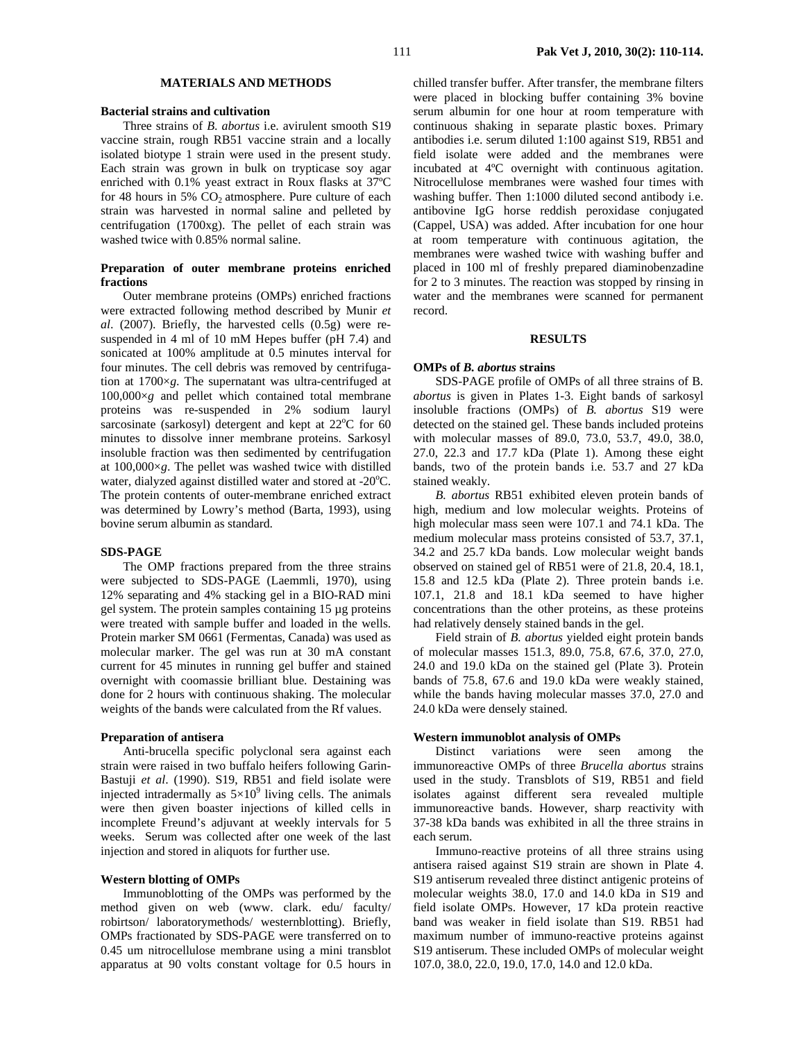## MATERIALS AND METHODS

### Bacterial strains and cultivation

Three strains of *B. abortus* i.e. avirulent smooth S19 vaccine strain, rough RB51 vaccine strain and a locally isolated biotype 1 strain were used in the present study. Each strain was grown in bulk on trypticase soy agar enriched with 0.1% yeast extract in Roux flasks at 37ºC for 48 hours in 5% $CO_2$ atmosphere. Pure culture of each strain was harvested in normal saline and pelleted by centrifugation (1700xg). The pellet of each strain was washed twice with 0.85% normal saline.

### Preparation of outer membrane proteins enriched fractions

Outer membrane proteins (OMPs) enriched fractions were extracted following method described by Munir *et al*. (2007). Briefly, the harvested cells (0.5g) were re-suspended in 4 ml of 10 mM Hepes buffer (pH 7.4) and sonicated at 100% amplitude at 0.5 minutes interval for four minutes. The cell debris was removed by centrifugation at 1700×*g*. The supernatant was ultra-centrifuged at 100,000×*g* and pellet which contained total membrane proteins was re-suspended in 2% sodium lauryl sarcosinate (sarkosyl) detergent and kept at 22$^{o}$C for 60 minutes to dissolve inner membrane proteins. Sarkosyl insoluble fraction was then sedimented by centrifugation at 100,000×*g*. The pellet was washed twice with distilled water, dialyzed against distilled water and stored at -20$^{o}$C. The protein contents of outer-membrane enriched extract was determined by Lowry's method (Barta, 1993), using bovine serum albumin as standard.

### SDS-PAGE

The OMP fractions prepared from the three strains were subjected to SDS-PAGE (Laemmli, 1970), using 12% separating and 4% stacking gel in a BIO-RAD mini gel system. The protein samples containing 15 µg proteins were treated with sample buffer and loaded in the wells. Protein marker SM 0661 (Fermentas, Canada) was used as molecular marker. The gel was run at 30 mA constant current for 45 minutes in running gel buffer and stained overnight with coomassie brilliant blue. Destaining was done for 2 hours with continuous shaking. The molecular weights of the bands were calculated from the Rf values.

### Preparation of antisera

Anti-brucella specific polyclonal sera against each strain were raised in two buffalo heifers following Garin-Bastuji *et al*. (1990). S19, RB51 and field isolate were injected intradermally as $5\times10^{9}$ living cells. The animals were then given boaster injections of killed cells in incomplete Freund's adjuvant at weekly intervals for 5 weeks. Serum was collected after one week of the last injection and stored in aliquots for further use.

### Western blotting of OMPs

Immunoblotting of the OMPs was performed by the method given on web (www. clark. edu/ faculty/ robirtson/ laboratorymethods/ westernblotting). Briefly, OMPs fractionated by SDS-PAGE were transferred on to 0.45 um nitrocellulose membrane using a mini transblot apparatus at 90 volts constant voltage for 0.5 hours in chilled transfer buffer. After transfer, the membrane filters were placed in blocking buffer containing 3% bovine serum albumin for one hour at room temperature with continuous shaking in separate plastic boxes. Primary antibodies i.e. serum diluted 1:100 against S19, RB51 and field isolate were added and the membranes were incubated at 4ºC overnight with continuous agitation. Nitrocellulose membranes were washed four times with washing buffer. Then 1:1000 diluted second antibody i.e. antibovine IgG horse reddish peroxidase conjugated (Cappel, USA) was added. After incubation for one hour at room temperature with continuous agitation, the membranes were washed twice with washing buffer and placed in 100 ml of freshly prepared diaminobenzadine for 2 to 3 minutes. The reaction was stopped by rinsing in water and the membranes were scanned for permanent record.

## RESULTS

### OMPs of *B. abortus* strains

SDS-PAGE profile of OMPs of all three strains of B. *abortus* is given in Plates 1-3. Eight bands of sarkosyl insoluble fractions (OMPs) of *B. abortus* S19 were detected on the stained gel. These bands included proteins with molecular masses of 89.0, 73.0, 53.7, 49.0, 38.0, 27.0, 22.3 and 17.7 kDa (Plate 1). Among these eight bands, two of the protein bands i.e. 53.7 and 27 kDa stained weakly.

*B. abortus* RB51 exhibited eleven protein bands of high, medium and low molecular weights. Proteins of high molecular mass seen were 107.1 and 74.1 kDa. The medium molecular mass proteins consisted of 53.7, 37.1, 34.2 and 25.7 kDa bands. Low molecular weight bands observed on stained gel of RB51 were of 21.8, 20.4, 18.1, 15.8 and 12.5 kDa (Plate 2). Three protein bands i.e. 107.1, 21.8 and 18.1 kDa seemed to have higher concentrations than the other proteins, as these proteins had relatively densely stained bands in the gel.

Field strain of *B. abortus* yielded eight protein bands of molecular masses 151.3, 89.0, 75.8, 67.6, 37.0, 27.0, 24.0 and 19.0 kDa on the stained gel (Plate 3). Protein bands of 75.8, 67.6 and 19.0 kDa were weakly stained, while the bands having molecular masses 37.0, 27.0 and 24.0 kDa were densely stained.

### Western immunoblot analysis of OMPs

Distinct variations were seen among the immunoreactive OMPs of three *Brucella abortus* strains used in the study. Transblots of S19, RB51 and field isolates against different sera revealed multiple immunoreactive bands. However, sharp reactivity with 37-38 kDa bands was exhibited in all the three strains in each serum.

Immuno-reactive proteins of all three strains using antisera raised against S19 strain are shown in Plate 4. S19 antiserum revealed three distinct antigenic proteins of molecular weights 38.0, 17.0 and 14.0 kDa in S19 and field isolate OMPs. However, 17 kDa protein reactive band was weaker in field isolate than S19. RB51 had maximum number of immuno-reactive proteins against S19 antiserum. These included OMPs of molecular weight 107.0, 38.0, 22.0, 19.0, 17.0, 14.0 and 12.0 kDa.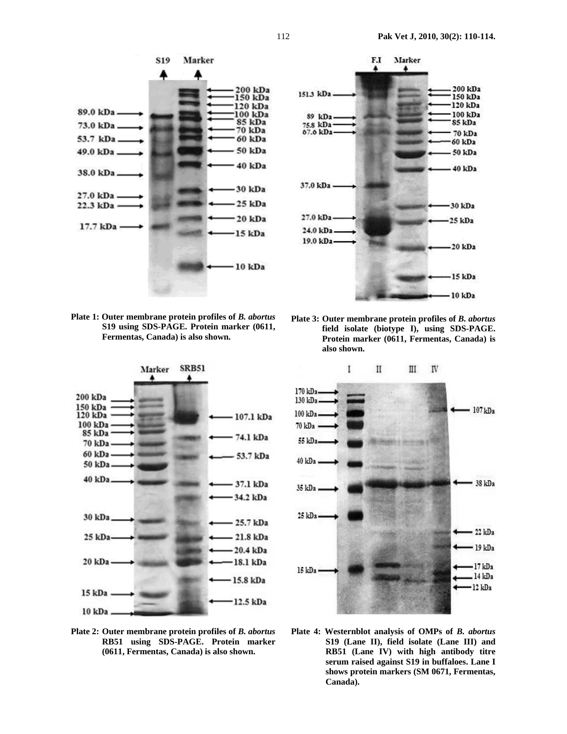Plate 1: Outer membrane protein profiles of *B. abortus* S19 using SDS-PAGE. Protein marker (0611, Fermentas, Canada) is also shown.

Plate 3: Outer membrane protein profiles of *B. abortus* field isolate (biotype I), using SDS-PAGE. Protein marker (0611, Fermentas, Canada) is also shown.

Plate 2: Outer membrane protein profiles of *B. abortus* RB51 using SDS-PAGE. Protein marker (0611, Fermentas, Canada) is also shown.

Plate 4: Westernblot analysis of OMPs of *B. abortus* S19 (Lane II), field isolate (Lane III) and RB51 (Lane IV) with high antibody titre serum raised against S19 in buffaloes. Lane I shows protein markers (SM 0671, Fermentas, Canada).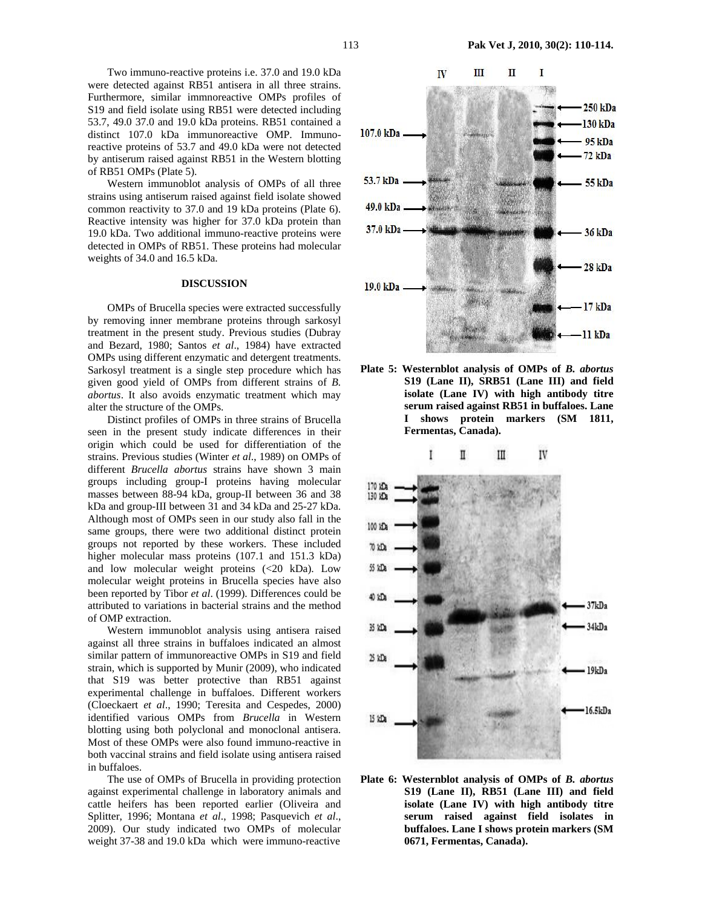Two immuno-reactive proteins i.e. 37.0 and 19.0 kDa were detected against RB51 antisera in all three strains. Furthermore, similar immnoreactive OMPs profiles of S19 and field isolate using RB51 were detected including 53.7, 49.0 37.0 and 19.0 kDa proteins. RB51 contained a distinct 107.0 kDa immunoreactive OMP. Immuno-reactive proteins of 53.7 and 49.0 kDa were not detected by antiserum raised against RB51 in the Western blotting of RB51 OMPs (Plate 5).

Western immunoblot analysis of OMPs of all three strains using antiserum raised against field isolate showed common reactivity to 37.0 and 19 kDa proteins (Plate 6). Reactive intensity was higher for 37.0 kDa protein than 19.0 kDa. Two additional immuno-reactive proteins were detected in OMPs of RB51. These proteins had molecular weights of 34.0 and 16.5 kDa.

## DISCUSSION

OMPs of Brucella species were extracted successfully by removing inner membrane proteins through sarkosyl treatment in the present study. Previous studies (Dubray and Bezard, 1980; Santos *et al*., 1984) have extracted OMPs using different enzymatic and detergent treatments. Sarkosyl treatment is a single step procedure which has given good yield of OMPs from different strains of *B. abortus*. It also avoids enzymatic treatment which may alter the structure of the OMPs.

Distinct profiles of OMPs in three strains of Brucella seen in the present study indicate differences in their origin which could be used for differentiation of the strains. Previous studies (Winter *et al*., 1989) on OMPs of different *Brucella abortus* strains have shown 3 main groups including group-I proteins having molecular masses between 88-94 kDa, group-II between 36 and 38 kDa and group-III between 31 and 34 kDa and 25-27 kDa. Although most of OMPs seen in our study also fall in the same groups, there were two additional distinct protein groups not reported by these workers. These included higher molecular mass proteins (107.1 and 151.3 kDa) and low molecular weight proteins (<20 kDa). Low molecular weight proteins in Brucella species have also been reported by Tibor *et al*. (1999). Differences could be attributed to variations in bacterial strains and the method of OMP extraction.

Western immunoblot analysis using antisera raised against all three strains in buffaloes indicated an almost similar pattern of immunoreactive OMPs in S19 and field strain, which is supported by Munir (2009), who indicated that S19 was better protective than RB51 against experimental challenge in buffaloes. Different workers (Cloeckaert *et al*., 1990; Teresita and Cespedes, 2000) identified various OMPs from *Brucella* in Western blotting using both polyclonal and monoclonal antisera. Most of these OMPs were also found immuno-reactive in both vaccinal strains and field isolate using antisera raised in buffaloes.

The use of OMPs of Brucella in providing protection against experimental challenge in laboratory animals and cattle heifers has been reported earlier (Oliveira and Splitter, 1996; Montana *et al*., 1998; Pasquevich *et al*., 2009). Our study indicated two OMPs of molecular weight 37-38 and 19.0 kDa which were immuno-reactive

**Plate 5: Westernblot analysis of OMPs of *B. abortus* S19 (Lane II), SRB51 (Lane III) and field isolate (Lane IV) with high antibody titre serum raised against RB51 in buffaloes. Lane I shows protein markers (SM 1811, Fermentas, Canada).**

**Plate 6: Westernblot analysis of OMPs of *B. abortus* S19 (Lane II), RB51 (Lane III) and field isolate (Lane IV) with high antibody titre serum raised against field isolates in buffaloes. Lane I shows protein markers (SM 0671, Fermentas, Canada).**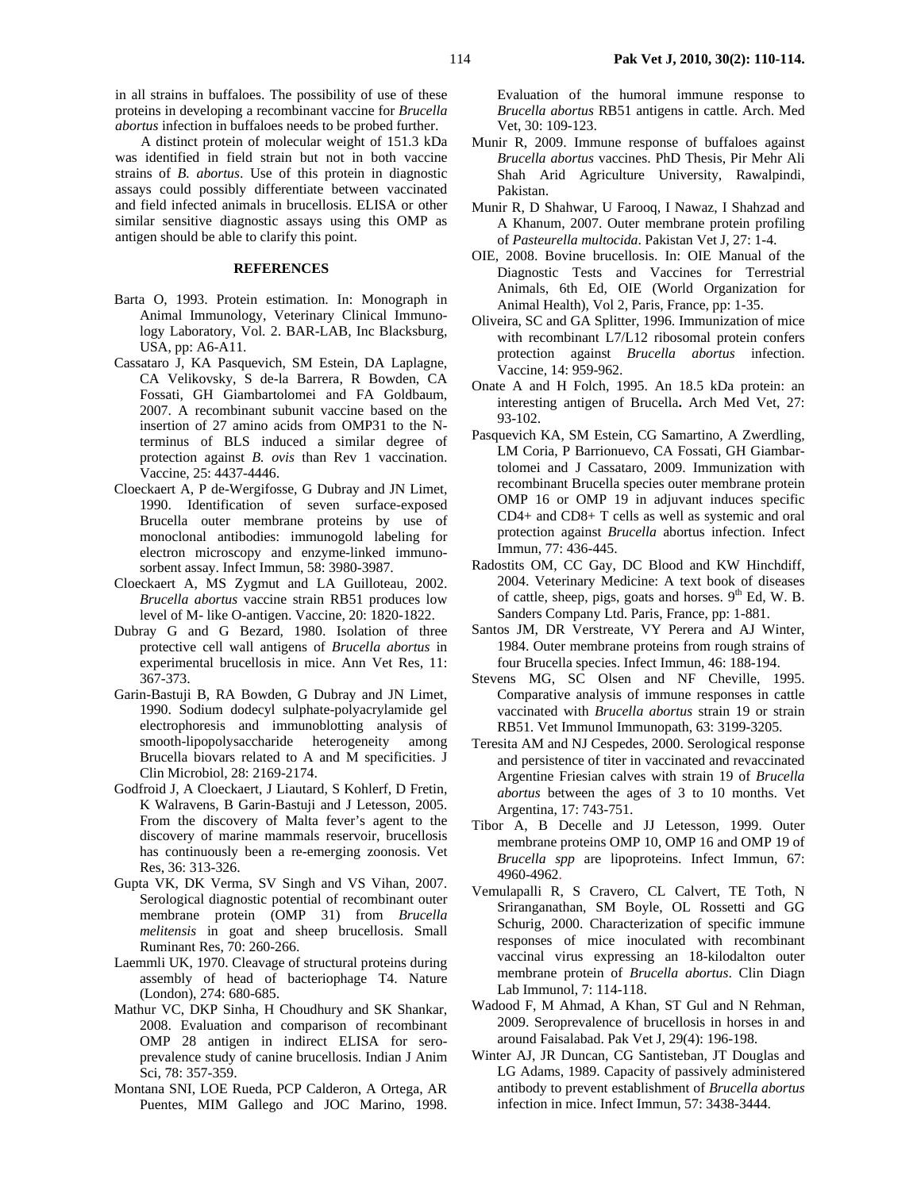in all strains in buffaloes. The possibility of use of these proteins in developing a recombinant vaccine for *Brucella abortus* infection in buffaloes needs to be probed further.

A distinct protein of molecular weight of 151.3 kDa was identified in field strain but not in both vaccine strains of *B. abortus*. Use of this protein in diagnostic assays could possibly differentiate between vaccinated and field infected animals in brucellosis. ELISA or other similar sensitive diagnostic assays using this OMP as antigen should be able to clarify this point.

## REFERENCES

Barta O, 1993. Protein estimation. In: Monograph in Animal Immunology, Veterinary Clinical Immunology Laboratory, Vol. 2. BAR-LAB, Inc Blacksburg, USA, pp: A6-A11.

Cassataro J, KA Pasquevich, SM Estein, DA Laplagne, CA Velikovsky, S de-la Barrera, R Bowden, CA Fossati, GH Giambartolomei and FA Goldbaum, 2007. A recombinant subunit vaccine based on the insertion of 27 amino acids from OMP31 to the N-terminus of BLS induced a similar degree of protection against *B. ovis* than Rev 1 vaccination. Vaccine, 25: 4437-4446.

Cloeckaert A, P de-Wergifosse, G Dubray and JN Limet, 1990. Identification of seven surface-exposed Brucella outer membrane proteins by use of monoclonal antibodies: immunogold labeling for electron microscopy and enzyme-linked immunosorbent assay. Infect Immun, 58: 3980-3987.

Cloeckaert A, MS Zygmut and LA Guilloteau, 2002. *Brucella abortus* vaccine strain RB51 produces low level of M- like O-antigen. Vaccine, 20: 1820-1822.

Dubray G and G Bezard, 1980. Isolation of three protective cell wall antigens of *Brucella abortus* in experimental brucellosis in mice. Ann Vet Res, 11: 367-373.

Garin-Bastuji B, RA Bowden, G Dubray and JN Limet, 1990. Sodium dodecyl sulphate-polyacrylamide gel electrophoresis and immunoblotting analysis of smooth-lipopolysaccharide heterogeneity among Brucella biovars related to A and M specificities. J Clin Microbiol, 28: 2169-2174.

Godfroid J, A Cloeckaert, J Liautard, S Kohlerf, D Fretin, K Walravens, B Garin-Bastuji and J Letesson, 2005. From the discovery of Malta fever's agent to the discovery of marine mammals reservoir, brucellosis has continuously been a re-emerging zoonosis. Vet Res, 36: 313-326.

Gupta VK, DK Verma, SV Singh and VS Vihan, 2007. Serological diagnostic potential of recombinant outer membrane protein (OMP 31) from *Brucella melitensis* in goat and sheep brucellosis. Small Ruminant Res, 70: 260-266.

Laemmli UK, 1970. Cleavage of structural proteins during assembly of head of bacteriophage T4. Nature (London), 274: 680-685.

Mathur VC, DKP Sinha, H Choudhury and SK Shankar, 2008. Evaluation and comparison of recombinant OMP 28 antigen in indirect ELISA for sero-prevalence study of canine brucellosis. Indian J Anim Sci, 78: 357-359.

Montana SNI, LOE Rueda, PCP Calderon, A Ortega, AR Puentes, MIM Gallego and JOC Marino, 1998. Evaluation of the humoral immune response to *Brucella abortus* RB51 antigens in cattle. Arch. Med Vet, 30: 109-123.

Munir R, 2009. Immune response of buffaloes against *Brucella abortus* vaccines. PhD Thesis, Pir Mehr Ali Shah Arid Agriculture University, Rawalpindi, Pakistan.

Munir R, D Shahwar, U Farooq, I Nawaz, I Shahzad and A Khanum, 2007. Outer membrane protein profiling of *Pasteurella multocida*. Pakistan Vet J, 27: 1-4.

OIE, 2008. Bovine brucellosis. In: OIE Manual of the Diagnostic Tests and Vaccines for Terrestrial Animals, 6th Ed, OIE (World Organization for Animal Health), Vol 2, Paris, France, pp: 1-35.

Oliveira, SC and GA Splitter, 1996. Immunization of mice with recombinant L7/L12 ribosomal protein confers protection against *Brucella abortus* infection. Vaccine, 14: 959-962.

Onate A and H Folch, 1995. An 18.5 kDa protein: an interesting antigen of Brucella**.** Arch Med Vet, 27: 93-102.

Pasquevich KA, SM Estein, CG Samartino, A Zwerdling, LM Coria, P Barrionuevo, CA Fossati, GH Giambartolomei and J Cassataro, 2009. Immunization with recombinant Brucella species outer membrane protein OMP 16 or OMP 19 in adjuvant induces specific CD4+ and CD8+ T cells as well as systemic and oral protection against *Brucella* abortus infection. Infect Immun, 77: 436-445.

Radostits OM, CC Gay, DC Blood and KW Hinchdiff, 2004. Veterinary Medicine: A text book of diseases of cattle, sheep, pigs, goats and horses. 9th Ed, W. B. Sanders Company Ltd. Paris, France, pp: 1-881.

Santos JM, DR Verstreate, VY Perera and AJ Winter, 1984. Outer membrane proteins from rough strains of four Brucella species. Infect Immun, 46: 188-194.

Stevens MG, SC Olsen and NF Cheville, 1995. Comparative analysis of immune responses in cattle vaccinated with *Brucella abortus* strain 19 or strain RB51. Vet Immunol Immunopath, 63: 3199-3205.

Teresita AM and NJ Cespedes, 2000. Serological response and persistence of titer in vaccinated and revaccinated Argentine Friesian calves with strain 19 of *Brucella abortus* between the ages of 3 to 10 months. Vet Argentina, 17: 743-751.

Tibor A, B Decelle and JJ Letesson, 1999. Outer membrane proteins OMP 10, OMP 16 and OMP 19 of *Brucella spp* are lipoproteins. Infect Immun, 67: 4960-4962.

Vemulapalli R, S Cravero, CL Calvert, TE Toth, N Sriranganathan, SM Boyle, OL Rossetti and GG Schurig, 2000. Characterization of specific immune responses of mice inoculated with recombinant vaccinal virus expressing an 18-kilodalton outer membrane protein of *Brucella abortus*. Clin Diagn Lab Immunol, 7: 114-118.

Wadood F, M Ahmad, A Khan, ST Gul and N Rehman, 2009. Seroprevalence of brucellosis in horses in and around Faisalabad. Pak Vet J, 29(4): 196-198.

Winter AJ, JR Duncan, CG Santisteban, JT Douglas and LG Adams, 1989. Capacity of passively administered antibody to prevent establishment of *Brucella abortus* infection in mice. Infect Immun, 57: 3438-3444.